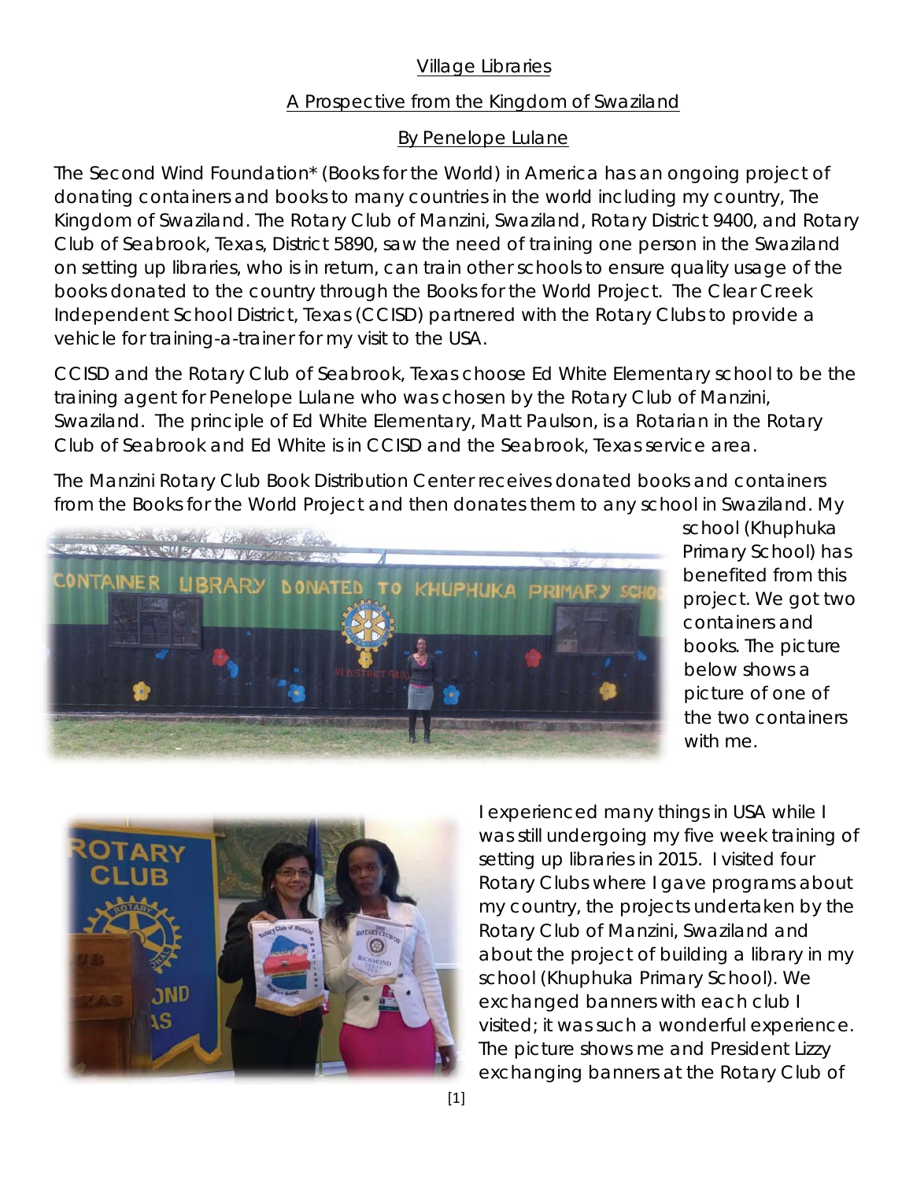Village Libraries

A Prospective from the Kingdom of Swaziland

By Penelope Lulane

The Second Wind Foundation* (Books for the World) in America has an ongoing project of donating containers and books to many countries in the world including my country, The Kingdom of Swaziland. The Rotary Club of Manzini, Swaziland, Rotary District 9400, and Rotary Club of Seabrook, Texas, District 5890, saw the need of training one person in the Swaziland on setting up libraries, who is in return, can train other schools to ensure quality usage of the books donated to the country through the Books for the World Project. The Clear Creek Independent School District, Texas (CCISD) partnered with the Rotary Clubs to provide a vehicle for training-a-trainer for my visit to the USA.

CCISD and the Rotary Club of Seabrook, Texas choose Ed White Elementary school to be the training agent for Penelope Lulane who was chosen by the Rotary Club of Manzini, Swaziland. The principle of Ed White Elementary, Matt Paulson, is a Rotarian in the Rotary Club of Seabrook and Ed White is in CCISD and the Seabrook, Texas service area.

The Manzini Rotary Club Book Distribution Center receives donated books and containers from the Books for the World Project and then donates them to any school in Swaziland. My school (Khuphuka Primary School) has benefited from this project. We got two containers and books. The picture below shows a picture of one of the two containers with me.

I experienced many things in USA while I was still undergoing my five week training of setting up libraries in 2015. I visited four Rotary Clubs where I gave programs about my country, the projects undertaken by the Rotary Club of Manzini, Swaziland and about the project of building a library in my school (Khuphuka Primary School). We exchanged banners with each club I visited; it was such a wonderful experience. The picture shows me and President Lizzy exchanging banners at the Rotary Club of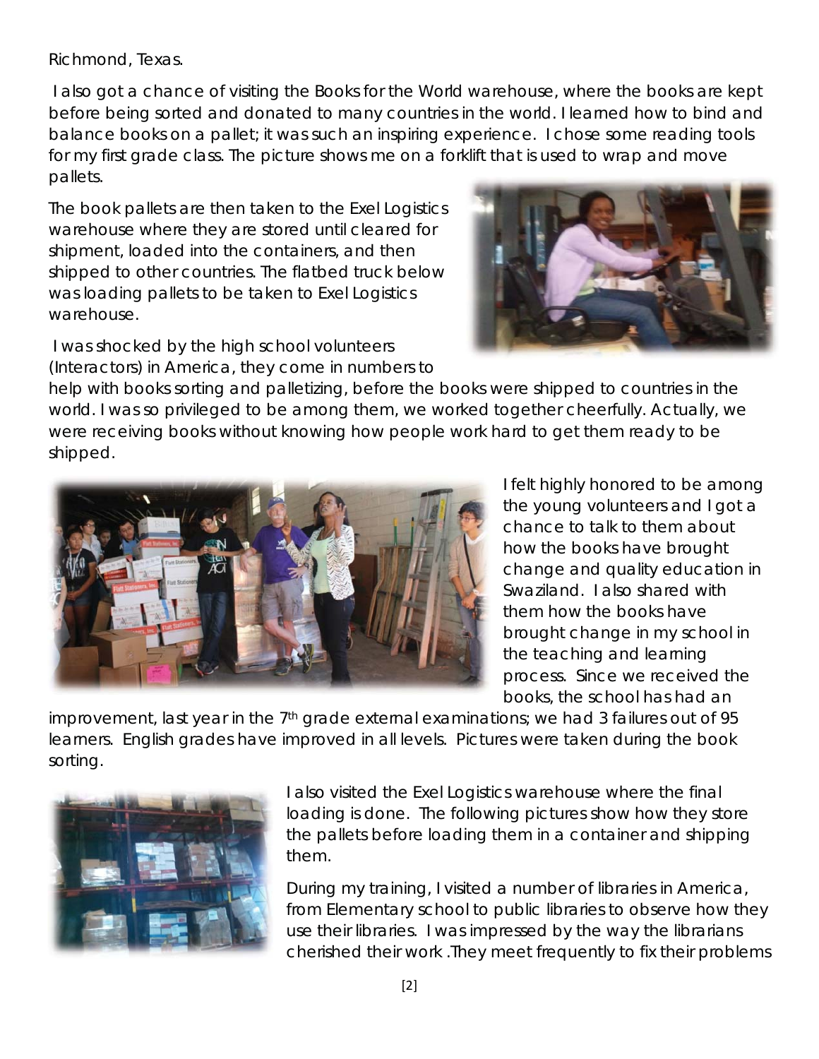Richmond, Texas.

I also got a chance of visiting the Books for the World warehouse, where the books are kept before being sorted and donated to many countries in the world. I learned how to bind and balance books on a pallet; it was such an inspiring experience. I chose some reading tools for my first grade class. The picture shows me on a forklift that is used to wrap and move pallets.

The book pallets are then taken to the Exel Logistics warehouse where they are stored until cleared for shipment, loaded into the containers, and then shipped to other countries. The flatbed truck below was loading pallets to be taken to Exel Logistics warehouse.

I was shocked by the high school volunteers (Interactors) in America, they come in numbers to help with books sorting and palletizing, before the books were shipped to countries in the world. I was so privileged to be among them, we worked together cheerfully. Actually, we were receiving books without knowing how people work hard to get them ready to be shipped.

I felt highly honored to be among the young volunteers and I got a chance to talk to them about how the books have brought change and quality education in Swaziland. I also shared with them how the books have brought change in my school in the teaching and learning process. Since we received the books, the school has had an improvement, last year in the 7th grade external examinations; we had 3 failures out of 95 learners. English grades have improved in all levels. Pictures were taken during the book sorting.

I also visited the Exel Logistics warehouse where the final loading is done. The following pictures show how they store the pallets before loading them in a container and shipping them.

During my training, I visited a number of libraries in America, from Elementary school to public libraries to observe how they use their libraries. I was impressed by the way the librarians cherished their work .They meet frequently to fix their problems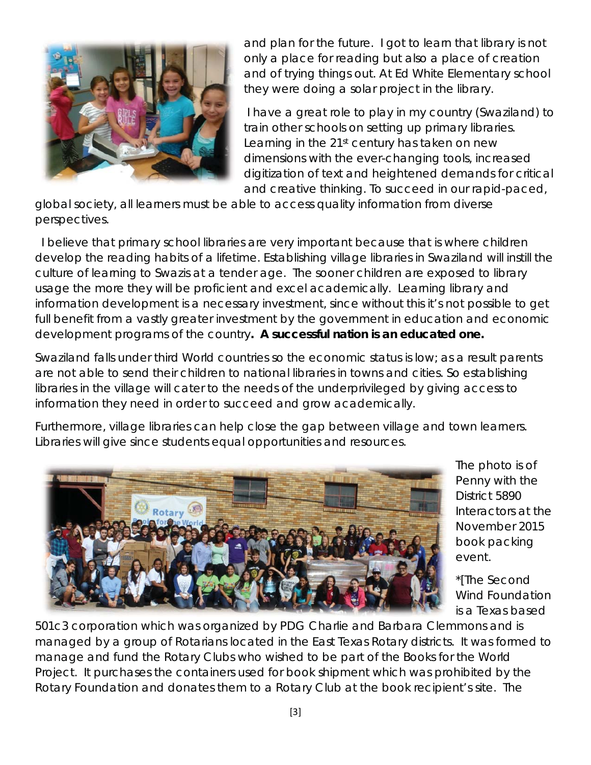and plan for the future. I got to learn that library is not only a place for reading but also a place of creation and of trying things out. At Ed White Elementary school they were doing a solar project in the library.

I have a great role to play in my country (Swaziland) to train other schools on setting up primary libraries. Learning in the 21st century has taken on new dimensions with the ever-changing tools, increased digitization of text and heightened demands for critical and creative thinking. To succeed in our rapid-paced, global society, all learners must be able to access quality information from diverse perspectives.

I believe that primary school libraries are very important because that is where children develop the reading habits of a lifetime. Establishing village libraries in Swaziland will instill the culture of learning to Swazis at a tender age. The sooner children are exposed to library usage the more they will be proficient and excel academically. Learning library and information development is a necessary investment, since without this it's not possible to get full benefit from a vastly greater investment by the government in education and economic development programs of the country**. A successful nation is an educated one.**

Swaziland falls under third World countries so the economic status is low; as a result parents are not able to send their children to national libraries in towns and cities. So establishing libraries in the village will cater to the needs of the underprivileged by giving access to information they need in order to succeed and grow academically.

Furthermore, village libraries can help close the gap between village and town learners. Libraries will give since students equal opportunities and resources.

The photo is of Penny with the District 5890 Interactors at the November 2015 book packing event.

*[The Second Wind Foundation is a Texas based 501c3 corporation which was organized by PDG Charlie and Barbara Clemmons and is managed by a group of Rotarians located in the East Texas Rotary districts. It was formed to manage and fund the Rotary Clubs who wished to be part of the Books for the World Project. It purchases the containers used for book shipment which was prohibited by the Rotary Foundation and donates them to a Rotary Club at the book recipient's site. The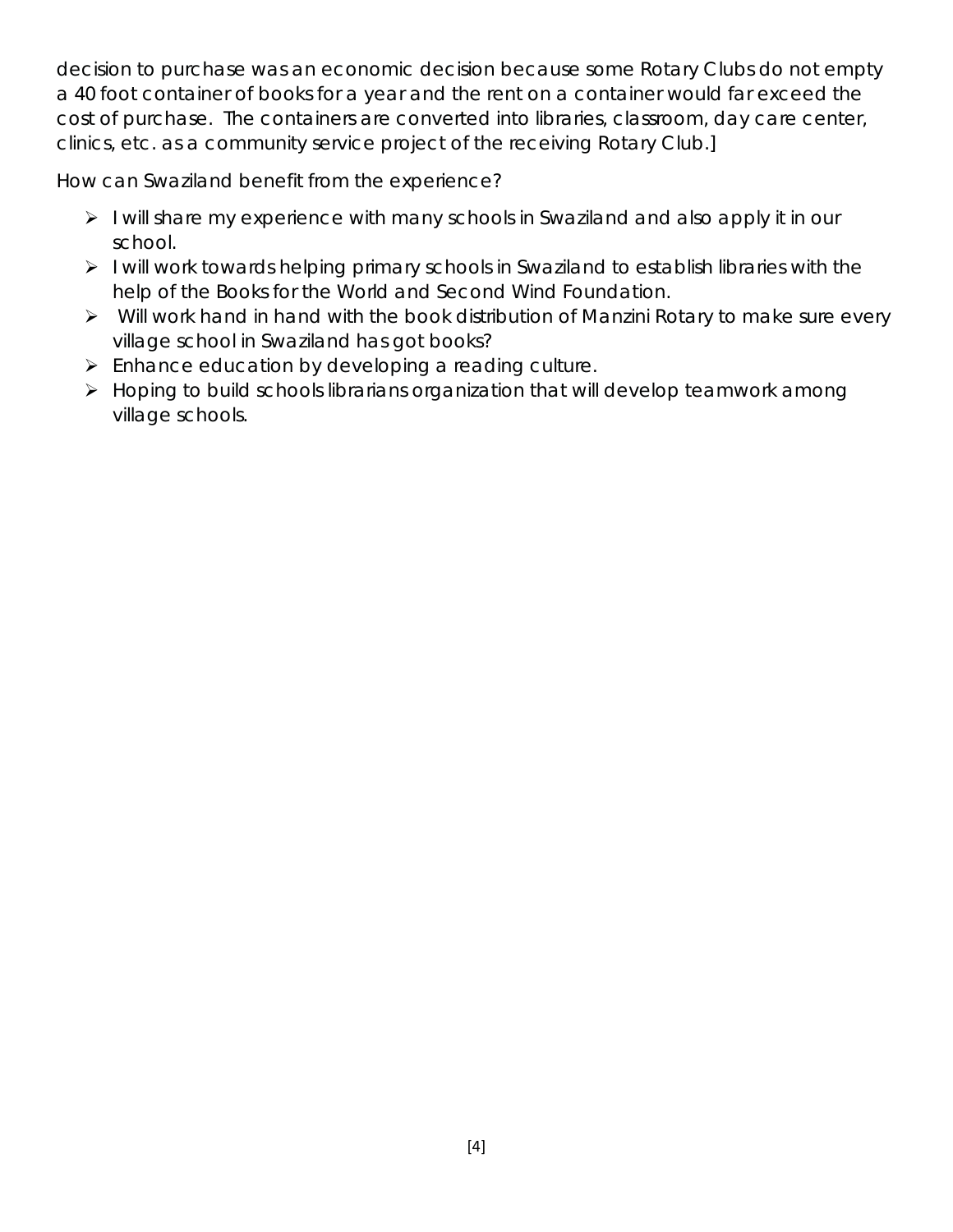decision to purchase was an economic decision because some Rotary Clubs do not empty a 40 foot container of books for a year and the rent on a container would far exceed the cost of purchase. The containers are converted into libraries, classroom, day care center, clinics, etc. as a community service project of the receiving Rotary Club.]

How can Swaziland benefit from the experience?

- I will share my experience with many schools in Swaziland and also apply it in our school.
- I will work towards helping primary schools in Swaziland to establish libraries with the help of the Books for the World and Second Wind Foundation.
- Will work hand in hand with the book distribution of Manzini Rotary to make sure every village school in Swaziland has got books?
- Enhance education by developing a reading culture.
- Hoping to build schools librarians organization that will develop teamwork among village schools.